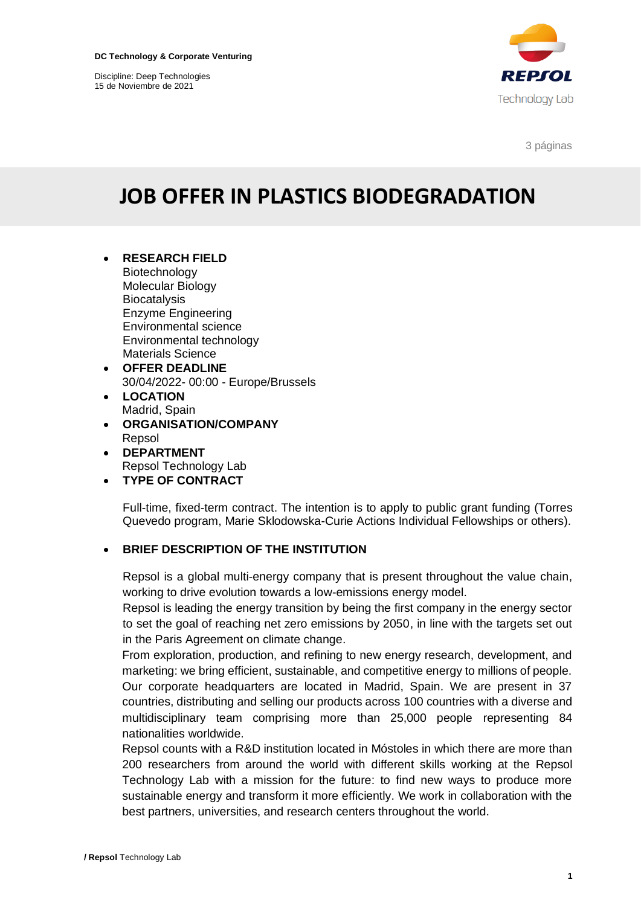**DC Technology & Corporate Venturing**

Discipline: Deep Technologies
15 de Noviembre de 2021

3 páginas

# JOB OFFER IN PLASTICS BIODEGRADATION

- **RESEARCH FIELD**
  Biotechnology
  Molecular Biology
  Biocatalysis
  Enzyme Engineering
  Environmental science
  Environmental technology
  Materials Science
- **OFFER DEADLINE**
  30/04/2022- 00:00 - Europe/Brussels
- **LOCATION**
  Madrid, Spain
- **ORGANISATION/COMPANY**
  Repsol
- **DEPARTMENT**
  Repsol Technology Lab
- **TYPE OF CONTRACT**

  Full-time, fixed-term contract. The intention is to apply to public grant funding (Torres Quevedo program, Marie Sklodowska-Curie Actions Individual Fellowships or others).

- **BRIEF DESCRIPTION OF THE INSTITUTION**

  Repsol is a global multi-energy company that is present throughout the value chain, working to drive evolution towards a low-emissions energy model.
  Repsol is leading the energy transition by being the first company in the energy sector to set the goal of reaching net zero emissions by 2050, in line with the targets set out in the Paris Agreement on climate change.
  From exploration, production, and refining to new energy research, development, and marketing: we bring efficient, sustainable, and competitive energy to millions of people. Our corporate headquarters are located in Madrid, Spain. We are present in 37 countries, distributing and selling our products across 100 countries with a diverse and multidisciplinary team comprising more than 25,000 people representing 84 nationalities worldwide.
  Repsol counts with a R&D institution located in Móstoles in which there are more than 200 researchers from around the world with different skills working at the Repsol Technology Lab with a mission for the future: to find new ways to produce more sustainable energy and transform it more efficiently. We work in collaboration with the best partners, universities, and research centers throughout the world.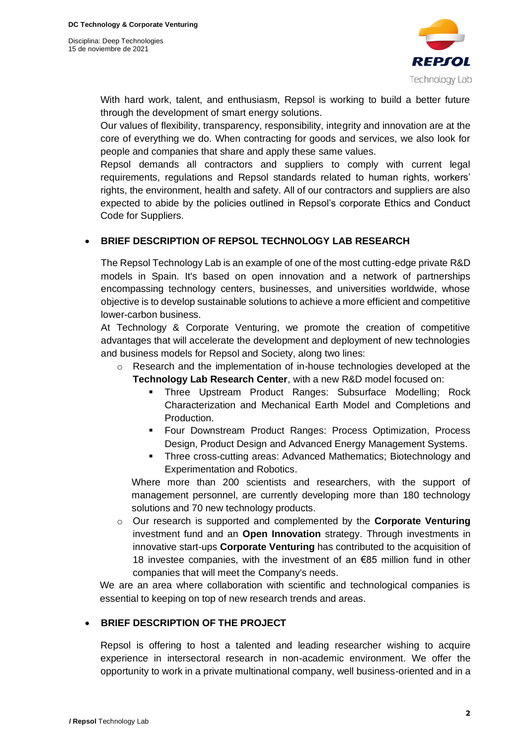With hard work, talent, and enthusiasm, Repsol is working to build a better future through the development of smart energy solutions.
Our values of flexibility, transparency, responsibility, integrity and innovation are at the core of everything we do. When contracting for goods and services, we also look for people and companies that share and apply these same values.
Repsol demands all contractors and suppliers to comply with current legal requirements, regulations and Repsol standards related to human rights, workers' rights, the environment, health and safety. All of our contractors and suppliers are also expected to abide by the policies outlined in Repsol's corporate Ethics and Conduct Code for Suppliers.

- **BRIEF DESCRIPTION OF REPSOL TECHNOLOGY LAB RESEARCH**

The Repsol Technology Lab is an example of one of the most cutting-edge private R&D models in Spain. It's based on open innovation and a network of partnerships encompassing technology centers, businesses, and universities worldwide, whose objective is to develop sustainable solutions to achieve a more efficient and competitive lower-carbon business.
At Technology & Corporate Venturing, we promote the creation of competitive advantages that will accelerate the development and deployment of new technologies and business models for Repsol and Society, along two lines:

- Research and the implementation of in-house technologies developed at the **Technology Lab Research Center**, with a new R&D model focused on:
  - Three Upstream Product Ranges: Subsurface Modelling; Rock Characterization and Mechanical Earth Model and Completions and Production.
  - Four Downstream Product Ranges: Process Optimization, Process Design, Product Design and Advanced Energy Management Systems.
  - Three cross-cutting areas: Advanced Mathematics; Biotechnology and Experimentation and Robotics.

  Where more than 200 scientists and researchers, with the support of management personnel, are currently developing more than 180 technology solutions and 70 new technology products.
- Our research is supported and complemented by the **Corporate Venturing** investment fund and an **Open Innovation** strategy. Through investments in innovative start-ups **Corporate Venturing** has contributed to the acquisition of 18 investee companies, with the investment of an €85 million fund in other companies that will meet the Company's needs.

We are an area where collaboration with scientific and technological companies is essential to keeping on top of new research trends and areas.

- **BRIEF DESCRIPTION OF THE PROJECT**

Repsol is offering to host a talented and leading researcher wishing to acquire experience in intersectoral research in non-academic environment. We offer the opportunity to work in a private multinational company, well business-oriented and in a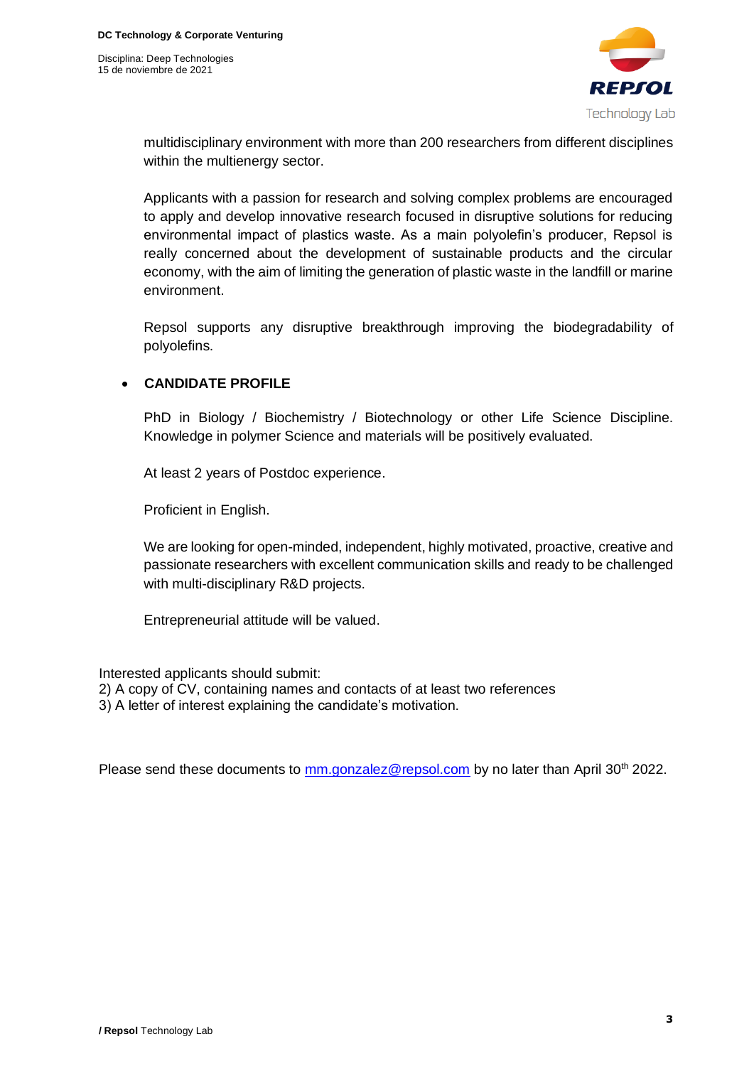multidisciplinary environment with more than 200 researchers from different disciplines within the multienergy sector.

Applicants with a passion for research and solving complex problems are encouraged to apply and develop innovative research focused in disruptive solutions for reducing environmental impact of plastics waste. As a main polyolefin's producer, Repsol is really concerned about the development of sustainable products and the circular economy, with the aim of limiting the generation of plastic waste in the landfill or marine environment.

Repsol supports any disruptive breakthrough improving the biodegradability of polyolefins.

- **CANDIDATE PROFILE**

  PhD in Biology / Biochemistry / Biotechnology or other Life Science Discipline. Knowledge in polymer Science and materials will be positively evaluated.

  At least 2 years of Postdoc experience.

  Proficient in English.

  We are looking for open-minded, independent, highly motivated, proactive, creative and passionate researchers with excellent communication skills and ready to be challenged with multi-disciplinary R&D projects.

  Entrepreneurial attitude will be valued.

Interested applicants should submit:
2) A copy of CV, containing names and contacts of at least two references
3) A letter of interest explaining the candidate's motivation.

Please send these documents to mm.gonzalez@repsol.com by no later than April 30th 2022.